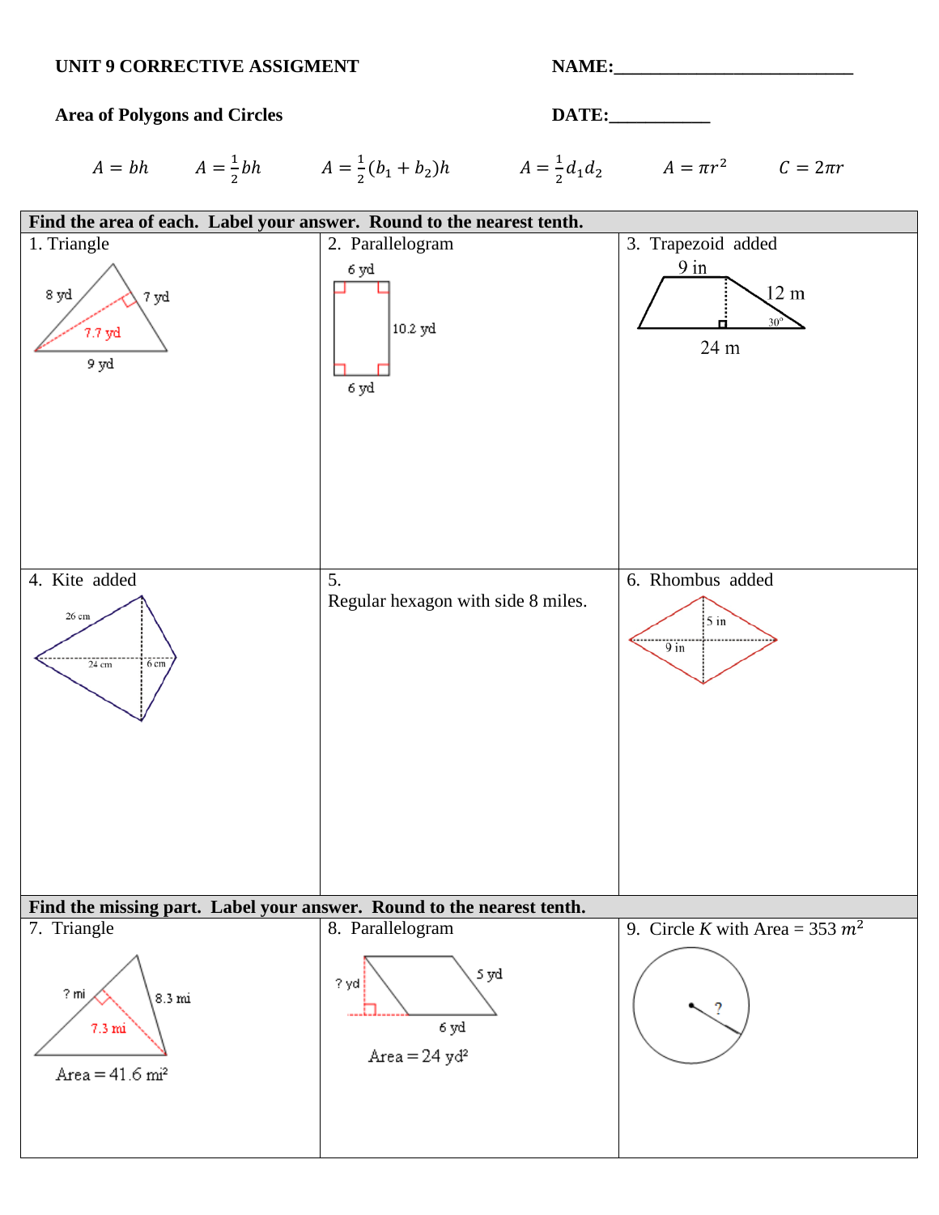**UNIT 9 CORRECTIVE ASSIGMENT** **NAME:**___________________________

**Area of Polygons and Circles** **DATE:**___________

$A = bh$ $A = \frac{1}{2}bh$ $A = \frac{1}{2}(b_1 + b_2)h$ $A = \frac{1}{2}d_1 d_2$ $A = \pi r^2$ $C = 2\pi r$

**Find the area of each. Label your answer. Round to the nearest tenth.**

| | | |
|---|---|---|
| 1. Triangle<br>8 yd, 7 yd, 7.7 yd, 9 yd | 2. Parallelogram<br>6 yd, 10.2 yd, 6 yd | 3. Trapezoid added<br>9 in, 12 m, 30°, 24 m |
| 4. Kite added<br>26 cm, 24 cm, 6 cm | 5.<br>Regular hexagon with side 8 miles. | 6. Rhombus added<br>5 in, 9 in |

**Find the missing part. Label your answer. Round to the nearest tenth.**

| | | |
|---|---|---|
| 7. Triangle<br>? mi, 8.3 mi, 7.3 mi<br>Area = 41.6 mi² | 8. Parallelogram<br>? yd, 5 yd, 6 yd<br>Area = 24 yd² | 9. Circle $K$ with Area = 353 $m^2$<br>? |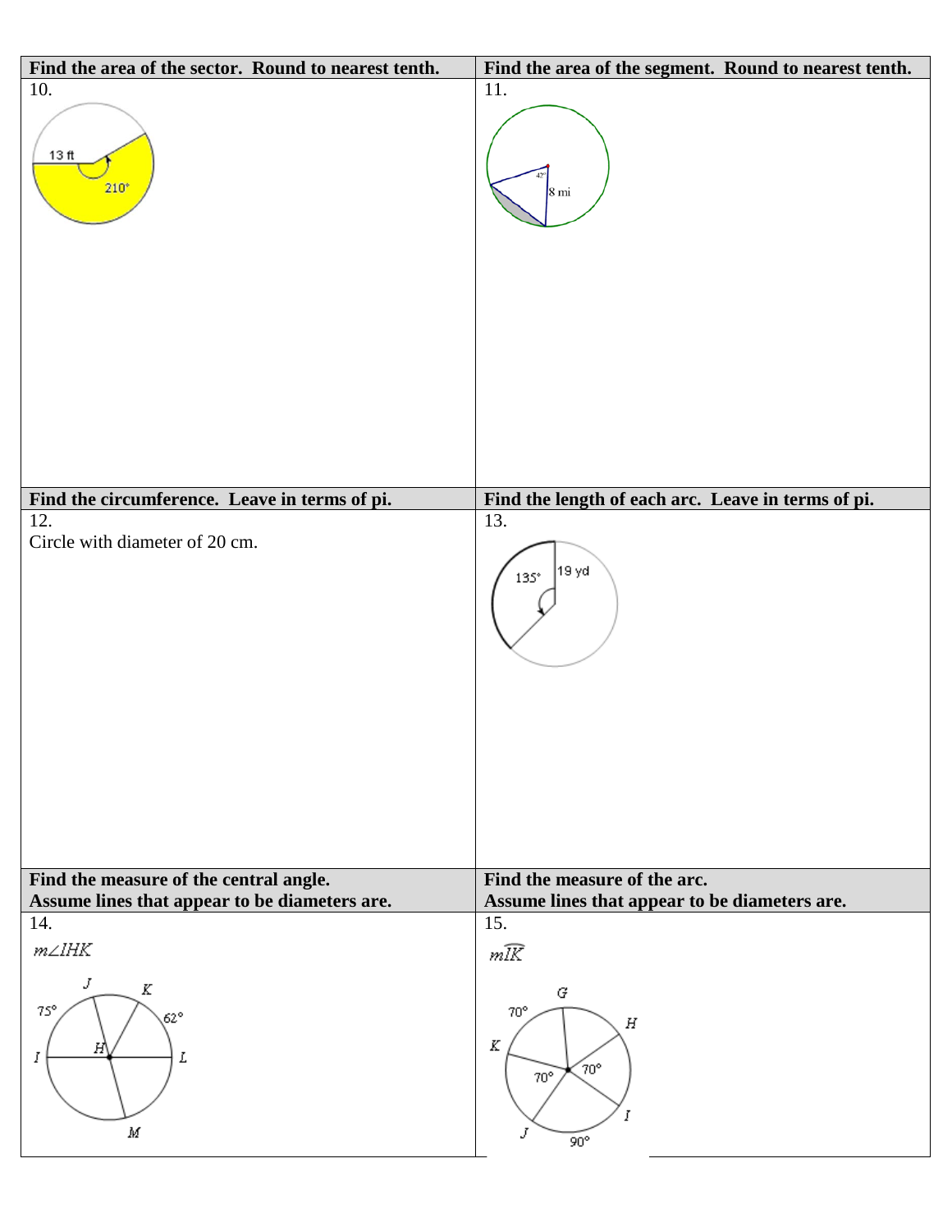| Find the area of the sector. Round to nearest tenth. | Find the area of the segment. Round to nearest tenth. |
| --- | --- |
| 10. 13 ft, 210° | 11. 42°, 8 mi |

| Find the circumference. Leave in terms of pi. | Find the length of each arc. Leave in terms of pi. |
| --- | --- |
| 12. Circle with diameter of 20 cm. | 13. 135°, 19 yd |

| Find the measure of the central angle. Assume lines that appear to be diameters are. | Find the measure of the arc. Assume lines that appear to be diameters are. |
| --- | --- |
| 14. $m\angle IHK$ (J, K, 75°, 62°, I, H, L, M) | 15. $m\widehat{IK}$ (G, H, 70°, K, 70°, 70°, I, J, 90°) |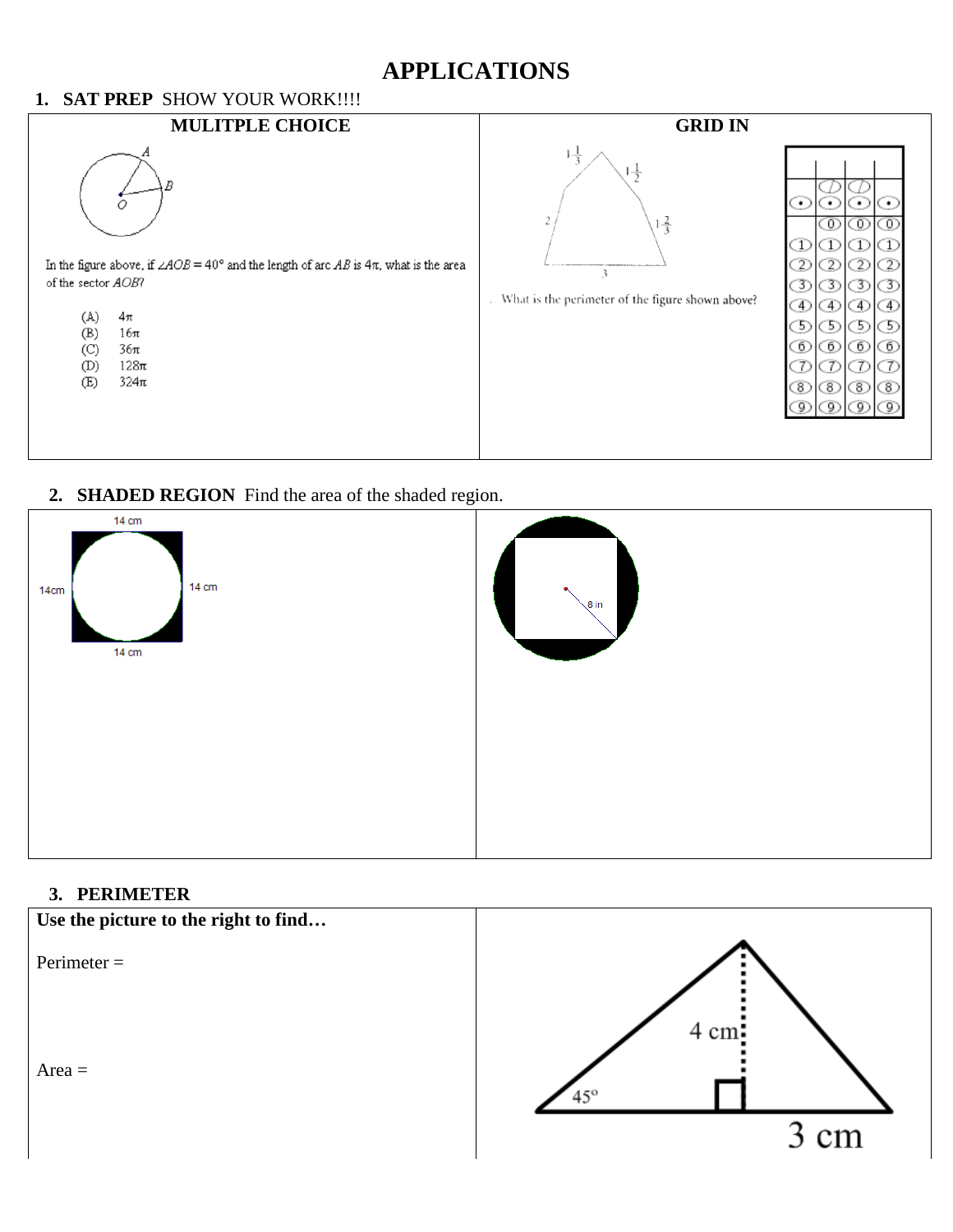# APPLICATIONS

**1. SAT PREP** SHOW YOUR WORK!!!!

| MULITPLE CHOICE | GRID IN |
|---|---|
| In the figure above, if $\angle AOB = 40°$ and the length of arc $AB$ is $4\pi$, what is the area of the sector $AOB$? (A) $4\pi$ (B) $16\pi$ (C) $36\pi$ (D) $128\pi$ (E) $324\pi$ | What is the perimeter of the figure shown above? |

**2. SHADED REGION** Find the area of the shaded region.

| 14 cm, 14cm, 14 cm, 14 cm | 8 in |
|---|---|

**3. PERIMETER**

| Use the picture to the right to find… | |
|---|---|
| Perimeter = | 4 cm, 45°, 3 cm |
| Area = | |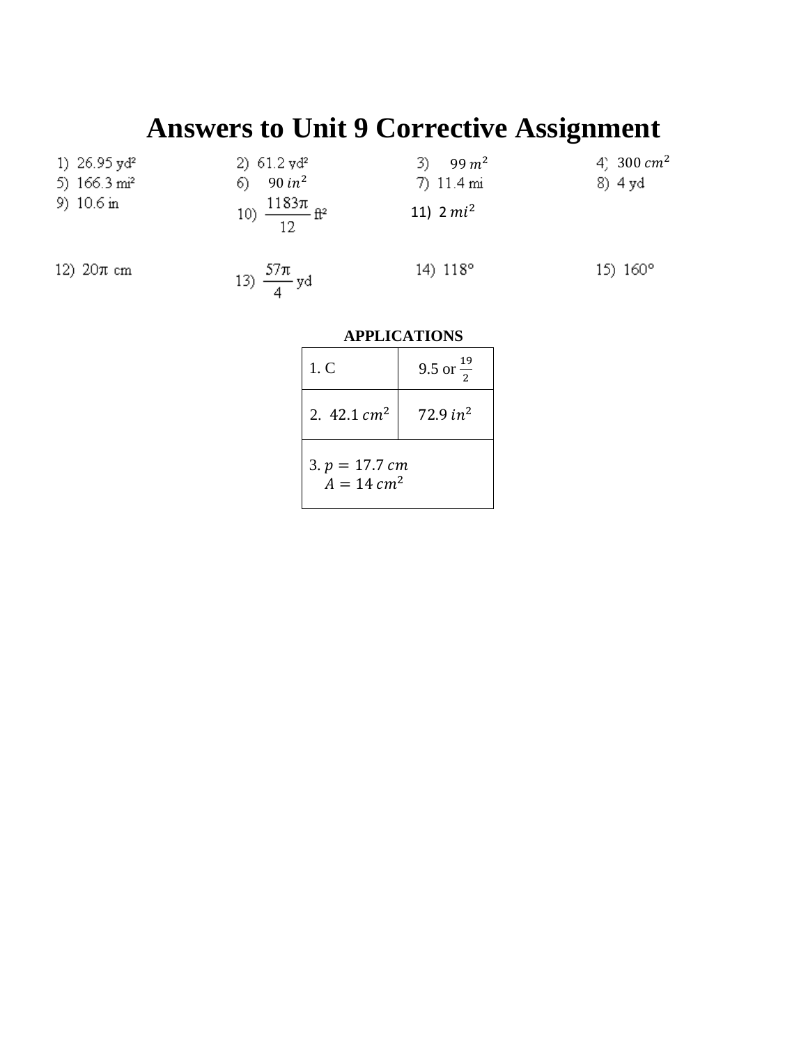# Answers to Unit 9 Corrective Assignment

1) 26.95 $yd^2$
2) 61.2 $yd^2$
3) 99 $m^2$
4) 300 $cm^2$
5) 166.3 $mi^2$
6) 90 $in^2$
7) 11.4 mi
8) 4 yd
9) 10.6 in
10) $\frac{1183\pi}{12}$ $ft^2$
11) 2 $mi^2$
12) $20\pi$ cm
13) $\frac{57\pi}{4}$ yd
14) 118°
15) 160°

**APPLICATIONS**

| | |
|---|---|
| 1. C | 9.5 or $\frac{19}{2}$ |
| 2. 42.1 $cm^2$ | 72.9 $in^2$ |
| 3. $p = 17.7\ cm$ <br> $A = 14\ cm^2$ | |